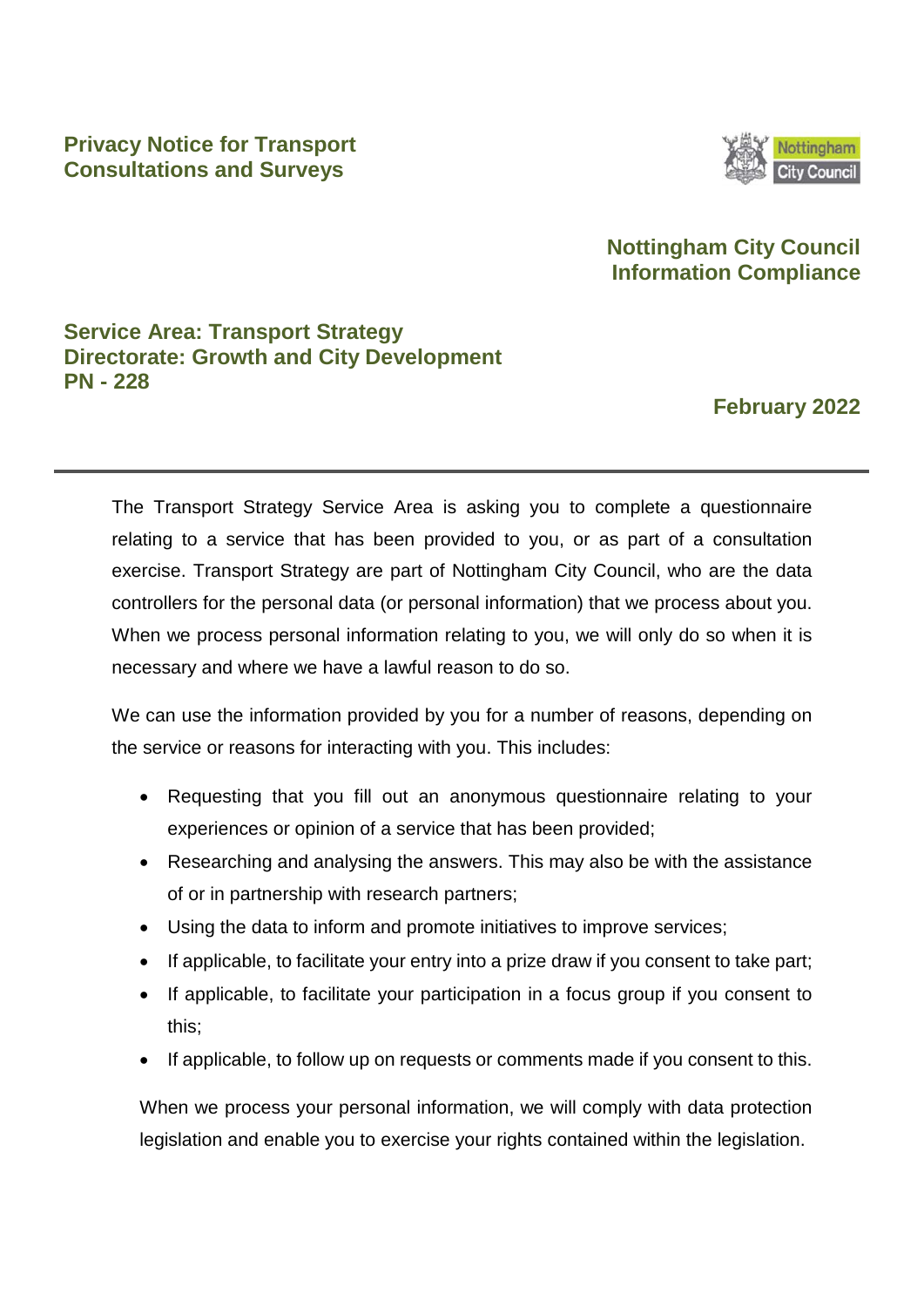# Privacy Notice for Transport Consultations and Surveys

**Nottingham City Council Information Compliance**

**Service Area: Transport Strategy**
**Directorate: Growth and City Development**
**PN - 228**

**February 2022**

---

The Transport Strategy Service Area is asking you to complete a questionnaire relating to a service that has been provided to you, or as part of a consultation exercise. Transport Strategy are part of Nottingham City Council, who are the data controllers for the personal data (or personal information) that we process about you. When we process personal information relating to you, we will only do so when it is necessary and where we have a lawful reason to do so.

We can use the information provided by you for a number of reasons, depending on the service or reasons for interacting with you. This includes:

- Requesting that you fill out an anonymous questionnaire relating to your experiences or opinion of a service that has been provided;
- Researching and analysing the answers. This may also be with the assistance of or in partnership with research partners;
- Using the data to inform and promote initiatives to improve services;
- If applicable, to facilitate your entry into a prize draw if you consent to take part;
- If applicable, to facilitate your participation in a focus group if you consent to this;
- If applicable, to follow up on requests or comments made if you consent to this.

When we process your personal information, we will comply with data protection legislation and enable you to exercise your rights contained within the legislation.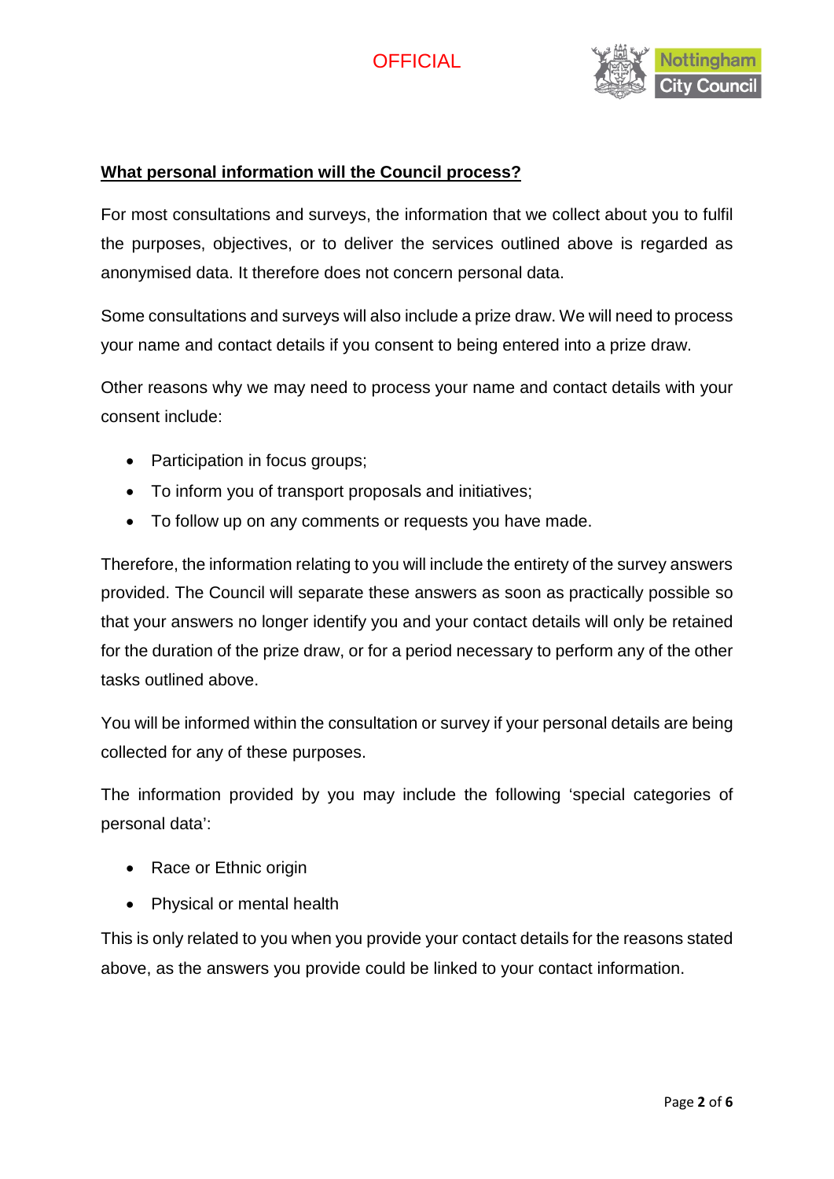**What personal information will the Council process?**

For most consultations and surveys, the information that we collect about you to fulfil the purposes, objectives, or to deliver the services outlined above is regarded as anonymised data. It therefore does not concern personal data.

Some consultations and surveys will also include a prize draw. We will need to process your name and contact details if you consent to being entered into a prize draw.

Other reasons why we may need to process your name and contact details with your consent include:

- Participation in focus groups;
- To inform you of transport proposals and initiatives;
- To follow up on any comments or requests you have made.

Therefore, the information relating to you will include the entirety of the survey answers provided. The Council will separate these answers as soon as practically possible so that your answers no longer identify you and your contact details will only be retained for the duration of the prize draw, or for a period necessary to perform any of the other tasks outlined above.

You will be informed within the consultation or survey if your personal details are being collected for any of these purposes.

The information provided by you may include the following 'special categories of personal data':

- Race or Ethnic origin
- Physical or mental health

This is only related to you when you provide your contact details for the reasons stated above, as the answers you provide could be linked to your contact information.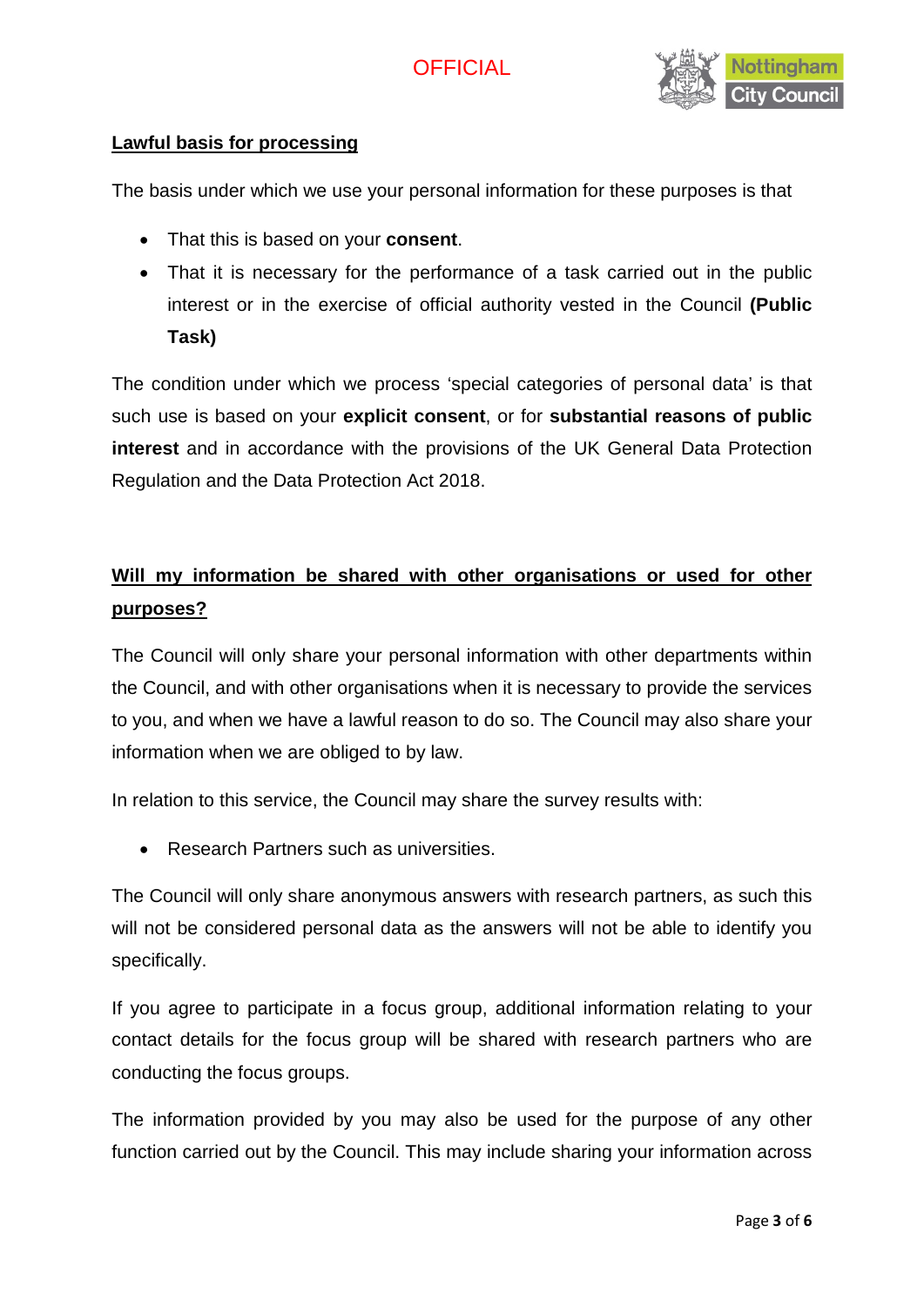**Lawful basis for processing**

The basis under which we use your personal information for these purposes is that

- That this is based on your **consent**.
- That it is necessary for the performance of a task carried out in the public interest or in the exercise of official authority vested in the Council **(Public Task)**

The condition under which we process 'special categories of personal data' is that such use is based on your **explicit consent**, or for **substantial reasons of public interest** and in accordance with the provisions of the UK General Data Protection Regulation and the Data Protection Act 2018.

**Will my information be shared with other organisations or used for other purposes?**

The Council will only share your personal information with other departments within the Council, and with other organisations when it is necessary to provide the services to you, and when we have a lawful reason to do so. The Council may also share your information when we are obliged to by law.

In relation to this service, the Council may share the survey results with:

- Research Partners such as universities.

The Council will only share anonymous answers with research partners, as such this will not be considered personal data as the answers will not be able to identify you specifically.

If you agree to participate in a focus group, additional information relating to your contact details for the focus group will be shared with research partners who are conducting the focus groups.

The information provided by you may also be used for the purpose of any other function carried out by the Council. This may include sharing your information across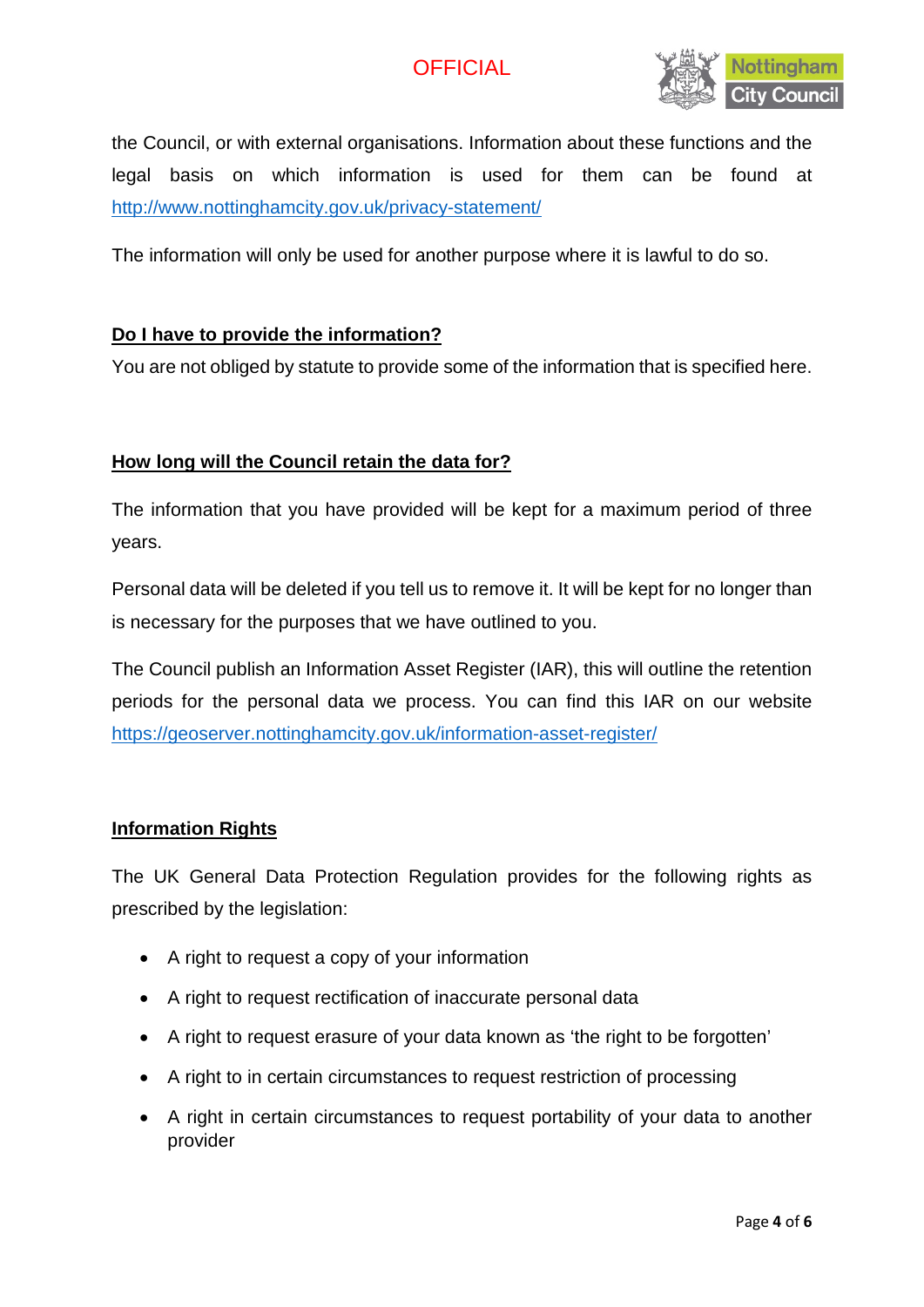the Council, or with external organisations. Information about these functions and the legal basis on which information is used for them can be found at [http://www.nottinghamcity.gov.uk/privacy-statement/](http://www.nottinghamcity.gov.uk/privacy-statement/)

The information will only be used for another purpose where it is lawful to do so.

## Do I have to provide the information?

You are not obliged by statute to provide some of the information that is specified here.

## How long will the Council retain the data for?

The information that you have provided will be kept for a maximum period of three years.

Personal data will be deleted if you tell us to remove it. It will be kept for no longer than is necessary for the purposes that we have outlined to you.

The Council publish an Information Asset Register (IAR), this will outline the retention periods for the personal data we process. You can find this IAR on our website [https://geoserver.nottinghamcity.gov.uk/information-asset-register/](https://geoserver.nottinghamcity.gov.uk/information-asset-register/)

## Information Rights

The UK General Data Protection Regulation provides for the following rights as prescribed by the legislation:

- A right to request a copy of your information
- A right to request rectification of inaccurate personal data
- A right to request erasure of your data known as 'the right to be forgotten'
- A right to in certain circumstances to request restriction of processing
- A right in certain circumstances to request portability of your data to another provider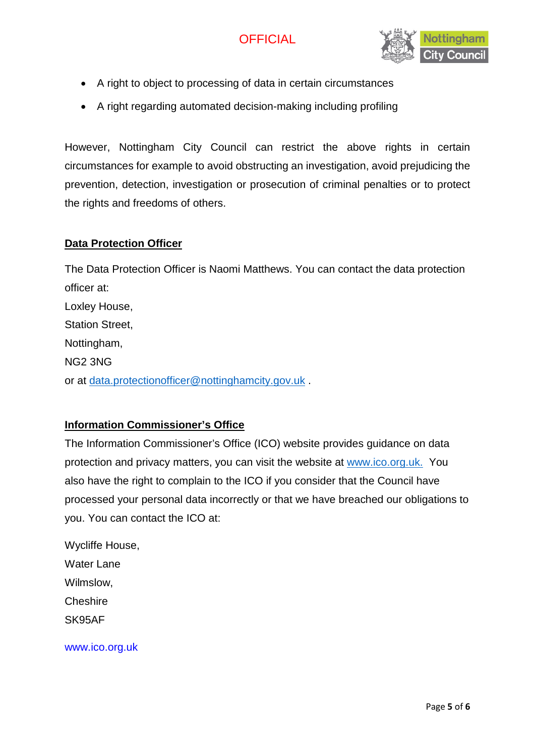- A right to object to processing of data in certain circumstances
- A right regarding automated decision-making including profiling

However, Nottingham City Council can restrict the above rights in certain circumstances for example to avoid obstructing an investigation, avoid prejudicing the prevention, detection, investigation or prosecution of criminal penalties or to protect the rights and freedoms of others.

## Data Protection Officer

The Data Protection Officer is Naomi Matthews. You can contact the data protection officer at:

Loxley House,
Station Street,
Nottingham,
NG2 3NG
or at data.protectionofficer@nottinghamcity.gov.uk .

## Information Commissioner's Office

The Information Commissioner's Office (ICO) website provides guidance on data protection and privacy matters, you can visit the website at www.ico.org.uk. You also have the right to complain to the ICO if you consider that the Council have processed your personal data incorrectly or that we have breached our obligations to you. You can contact the ICO at:

Wycliffe House,
Water Lane
Wilmslow,
Cheshire
SK95AF

www.ico.org.uk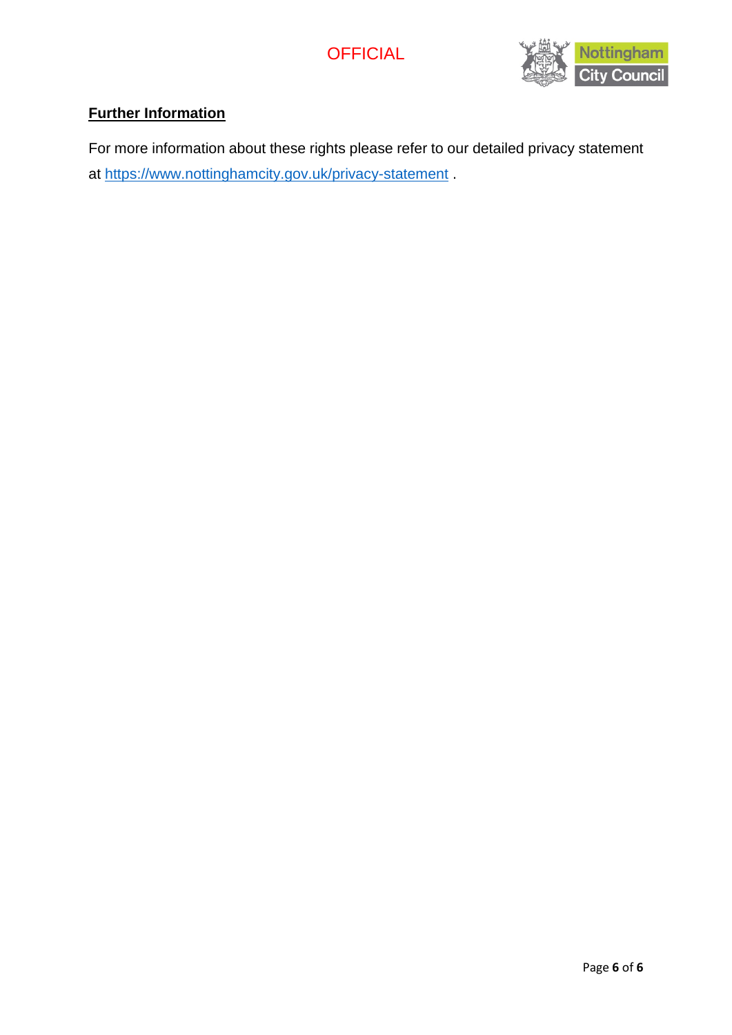## Further Information

For more information about these rights please refer to our detailed privacy statement at https://www.nottinghamcity.gov.uk/privacy-statement .